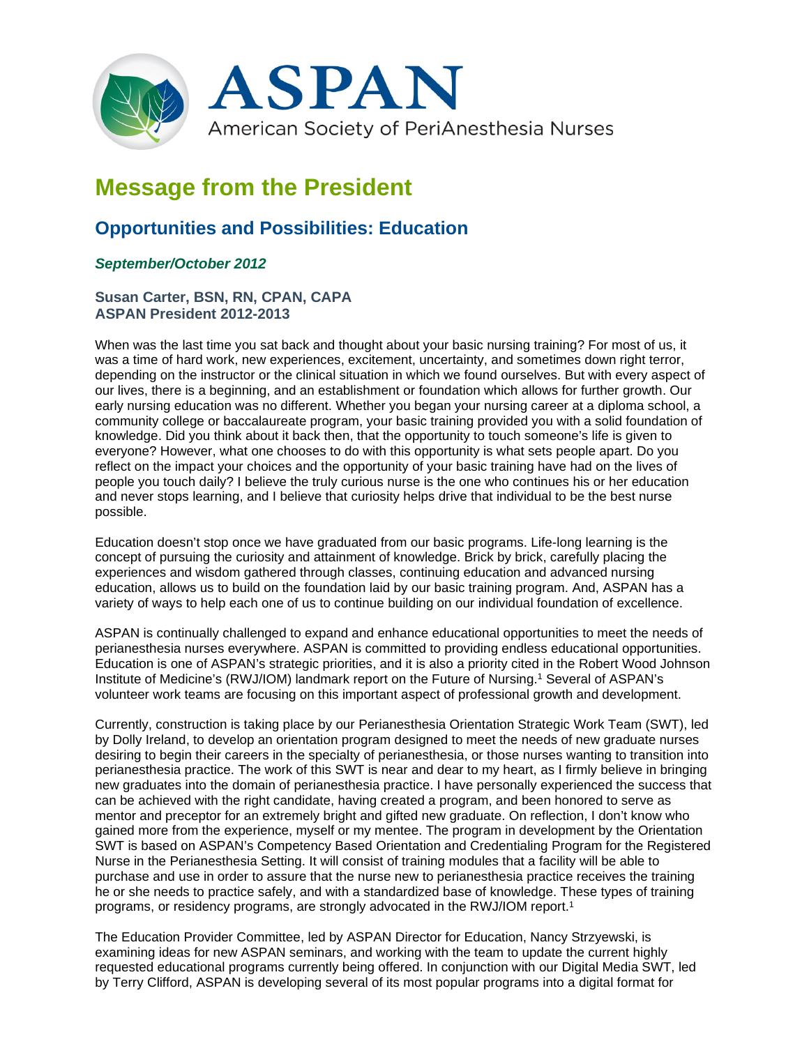# ASPAN

American Society of PeriAnesthesia Nurses

# Message from the President

## Opportunities and Possibilities: Education

***September/October 2012***

**Susan Carter, BSN, RN, CPAN, CAPA**
**ASPAN President 2012-2013**

When was the last time you sat back and thought about your basic nursing training? For most of us, it was a time of hard work, new experiences, excitement, uncertainty, and sometimes down right terror, depending on the instructor or the clinical situation in which we found ourselves. But with every aspect of our lives, there is a beginning, and an establishment or foundation which allows for further growth. Our early nursing education was no different. Whether you began your nursing career at a diploma school, a community college or baccalaureate program, your basic training provided you with a solid foundation of knowledge. Did you think about it back then, that the opportunity to touch someone's life is given to everyone? However, what one chooses to do with this opportunity is what sets people apart. Do you reflect on the impact your choices and the opportunity of your basic training have had on the lives of people you touch daily? I believe the truly curious nurse is the one who continues his or her education and never stops learning, and I believe that curiosity helps drive that individual to be the best nurse possible.

Education doesn't stop once we have graduated from our basic programs. Life-long learning is the concept of pursuing the curiosity and attainment of knowledge. Brick by brick, carefully placing the experiences and wisdom gathered through classes, continuing education and advanced nursing education, allows us to build on the foundation laid by our basic training program. And, ASPAN has a variety of ways to help each one of us to continue building on our individual foundation of excellence.

ASPAN is continually challenged to expand and enhance educational opportunities to meet the needs of perianesthesia nurses everywhere. ASPAN is committed to providing endless educational opportunities. Education is one of ASPAN's strategic priorities, and it is also a priority cited in the Robert Wood Johnson Institute of Medicine's (RWJ/IOM) landmark report on the Future of Nursing.[1] Several of ASPAN's volunteer work teams are focusing on this important aspect of professional growth and development.

Currently, construction is taking place by our Perianesthesia Orientation Strategic Work Team (SWT), led by Dolly Ireland, to develop an orientation program designed to meet the needs of new graduate nurses desiring to begin their careers in the specialty of perianesthesia, or those nurses wanting to transition into perianesthesia practice. The work of this SWT is near and dear to my heart, as I firmly believe in bringing new graduates into the domain of perianesthesia practice. I have personally experienced the success that can be achieved with the right candidate, having created a program, and been honored to serve as mentor and preceptor for an extremely bright and gifted new graduate. On reflection, I don't know who gained more from the experience, myself or my mentee. The program in development by the Orientation SWT is based on ASPAN's Competency Based Orientation and Credentialing Program for the Registered Nurse in the Perianesthesia Setting. It will consist of training modules that a facility will be able to purchase and use in order to assure that the nurse new to perianesthesia practice receives the training he or she needs to practice safely, and with a standardized base of knowledge. These types of training programs, or residency programs, are strongly advocated in the RWJ/IOM report.[1]

The Education Provider Committee, led by ASPAN Director for Education, Nancy Strzyewski, is examining ideas for new ASPAN seminars, and working with the team to update the current highly requested educational programs currently being offered. In conjunction with our Digital Media SWT, led by Terry Clifford, ASPAN is developing several of its most popular programs into a digital format for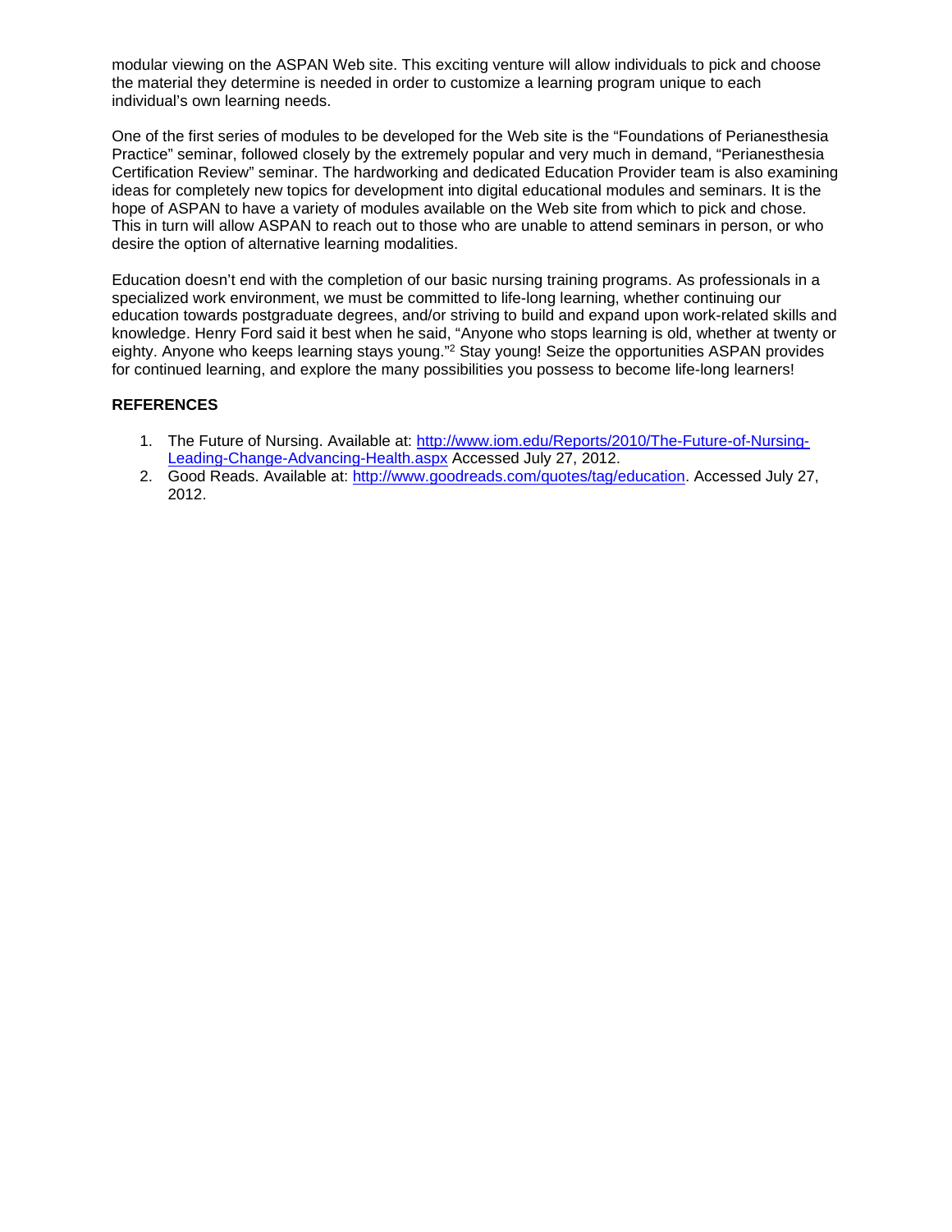modular viewing on the ASPAN Web site. This exciting venture will allow individuals to pick and choose the material they determine is needed in order to customize a learning program unique to each individual's own learning needs.

One of the first series of modules to be developed for the Web site is the "Foundations of Perianesthesia Practice" seminar, followed closely by the extremely popular and very much in demand, "Perianesthesia Certification Review" seminar. The hardworking and dedicated Education Provider team is also examining ideas for completely new topics for development into digital educational modules and seminars. It is the hope of ASPAN to have a variety of modules available on the Web site from which to pick and chose. This in turn will allow ASPAN to reach out to those who are unable to attend seminars in person, or who desire the option of alternative learning modalities.

Education doesn't end with the completion of our basic nursing training programs. As professionals in a specialized work environment, we must be committed to life-long learning, whether continuing our education towards postgraduate degrees, and/or striving to build and expand upon work-related skills and knowledge. Henry Ford said it best when he said, "Anyone who stops learning is old, whether at twenty or eighty. Anyone who keeps learning stays young."[2] Stay young! Seize the opportunities ASPAN provides for continued learning, and explore the many possibilities you possess to become life-long learners!

**REFERENCES**

1. The Future of Nursing. Available at: http://www.iom.edu/Reports/2010/The-Future-of-Nursing-Leading-Change-Advancing-Health.aspx Accessed July 27, 2012.
2. Good Reads. Available at: http://www.goodreads.com/quotes/tag/education. Accessed July 27, 2012.